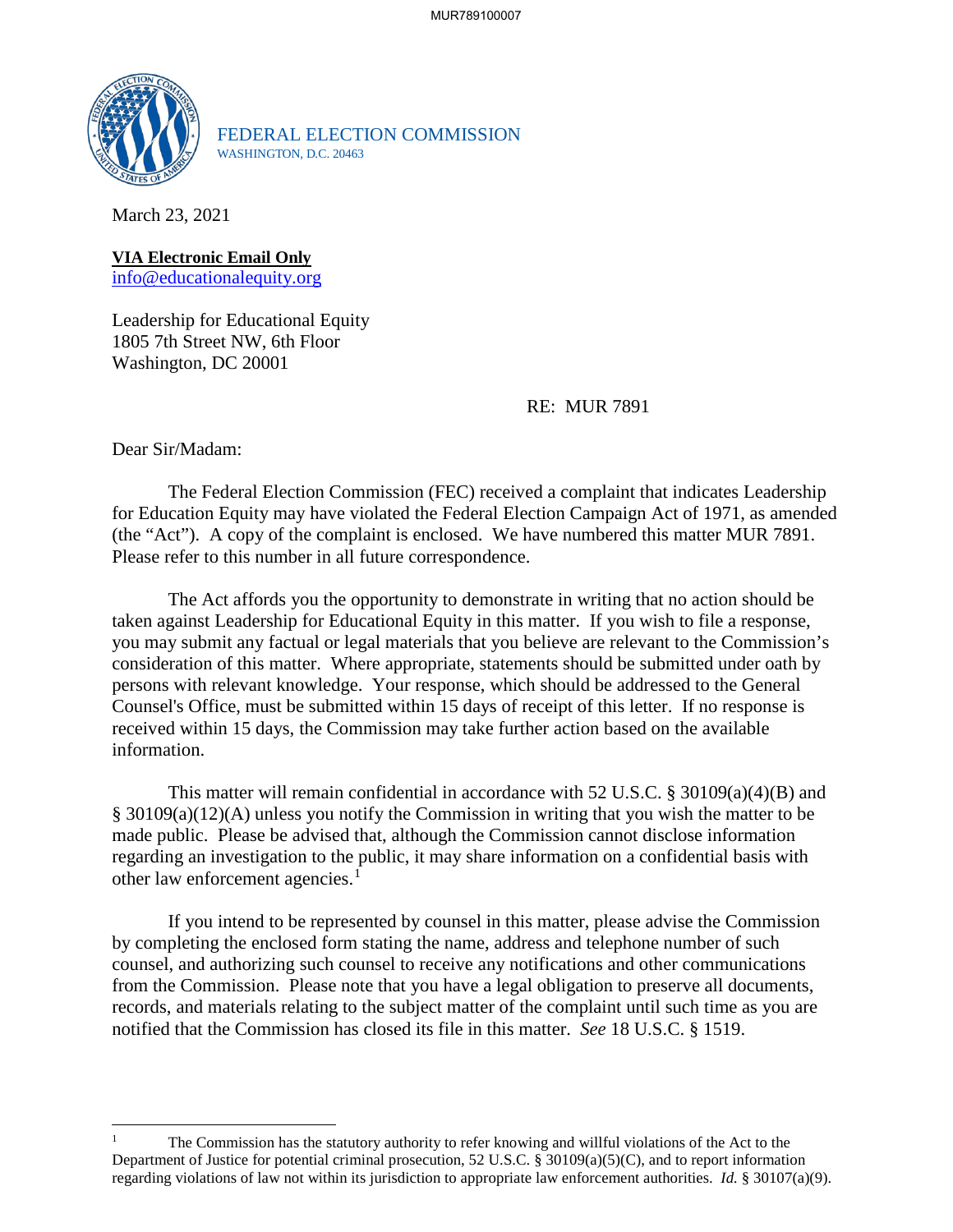FEDERAL ELECTION COMMISSION
WASHINGTON, D.C. 20463

March 23, 2021

**VIA Electronic Email Only**
info@educationalequity.org

Leadership for Educational Equity
1805 7th Street NW, 6th Floor
Washington, DC 20001

RE: MUR 7891

Dear Sir/Madam:

The Federal Election Commission (FEC) received a complaint that indicates Leadership for Education Equity may have violated the Federal Election Campaign Act of 1971, as amended (the "Act"). A copy of the complaint is enclosed. We have numbered this matter MUR 7891. Please refer to this number in all future correspondence.

The Act affords you the opportunity to demonstrate in writing that no action should be taken against Leadership for Educational Equity in this matter. If you wish to file a response, you may submit any factual or legal materials that you believe are relevant to the Commission's consideration of this matter. Where appropriate, statements should be submitted under oath by persons with relevant knowledge. Your response, which should be addressed to the General Counsel's Office, must be submitted within 15 days of receipt of this letter. If no response is received within 15 days, the Commission may take further action based on the available information.

This matter will remain confidential in accordance with 52 U.S.C. § 30109(a)(4)(B) and § 30109(a)(12)(A) unless you notify the Commission in writing that you wish the matter to be made public. Please be advised that, although the Commission cannot disclose information regarding an investigation to the public, it may share information on a confidential basis with other law enforcement agencies.[1]

If you intend to be represented by counsel in this matter, please advise the Commission by completing the enclosed form stating the name, address and telephone number of such counsel, and authorizing such counsel to receive any notifications and other communications from the Commission. Please note that you have a legal obligation to preserve all documents, records, and materials relating to the subject matter of the complaint until such time as you are notified that the Commission has closed its file in this matter. *See* 18 U.S.C. § 1519.

---

[1] The Commission has the statutory authority to refer knowing and willful violations of the Act to the Department of Justice for potential criminal prosecution, 52 U.S.C. § 30109(a)(5)(C), and to report information regarding violations of law not within its jurisdiction to appropriate law enforcement authorities. *Id.* § 30107(a)(9).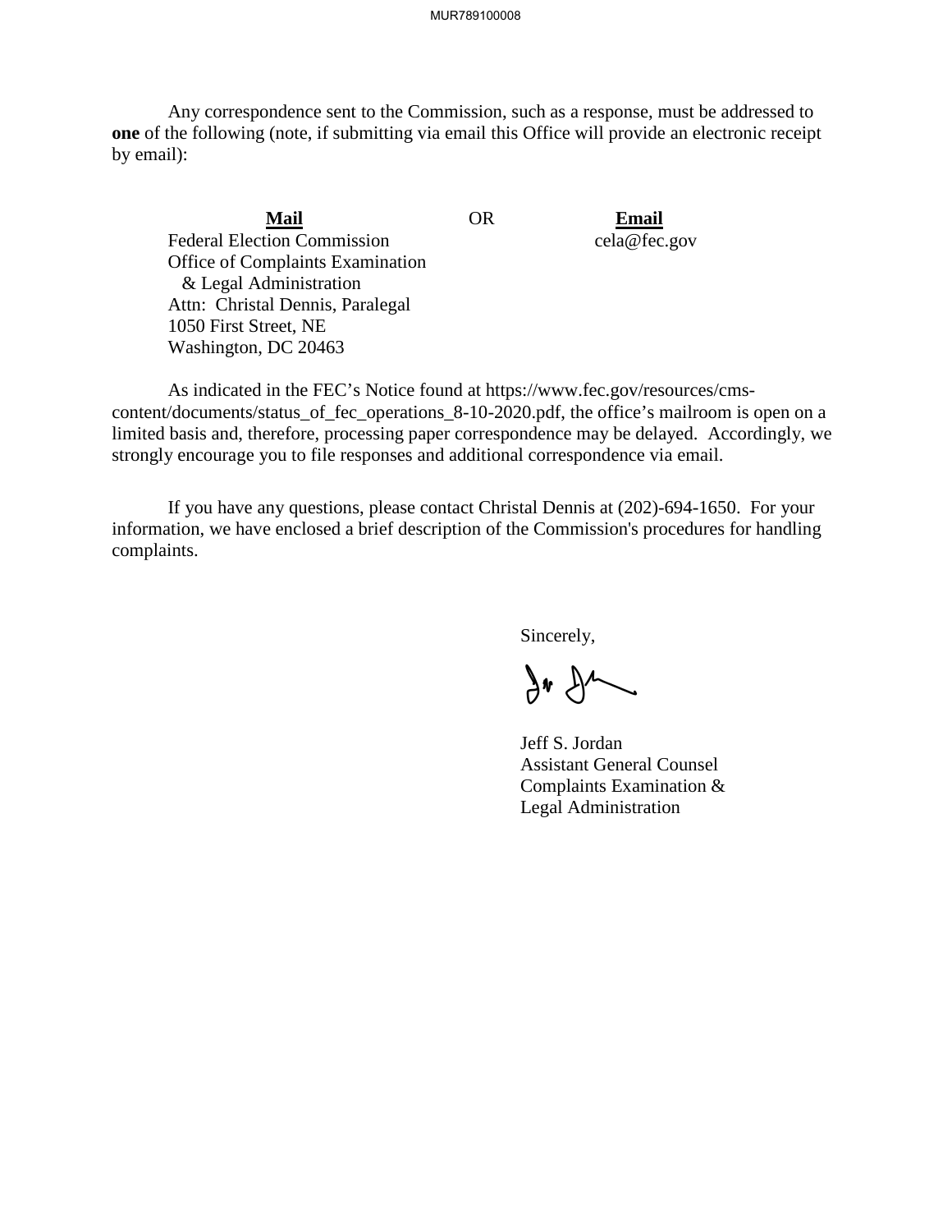Any correspondence sent to the Commission, such as a response, must be addressed to **one** of the following (note, if submitting via email this Office will provide an electronic receipt by email):

| **Mail** | OR | **Email** |
|---|---|---|
| Federal Election Commission<br>Office of Complaints Examination<br>& Legal Administration<br>Attn: Christal Dennis, Paralegal<br>1050 First Street, NE<br>Washington, DC 20463 | | cela@fec.gov |

As indicated in the FEC's Notice found at https://www.fec.gov/resources/cms-content/documents/status_of_fec_operations_8-10-2020.pdf, the office's mailroom is open on a limited basis and, therefore, processing paper correspondence may be delayed. Accordingly, we strongly encourage you to file responses and additional correspondence via email.

If you have any questions, please contact Christal Dennis at (202)-694-1650. For your information, we have enclosed a brief description of the Commission's procedures for handling complaints.

Sincerely,

Jeff S. Jordan
Assistant General Counsel
Complaints Examination &
Legal Administration